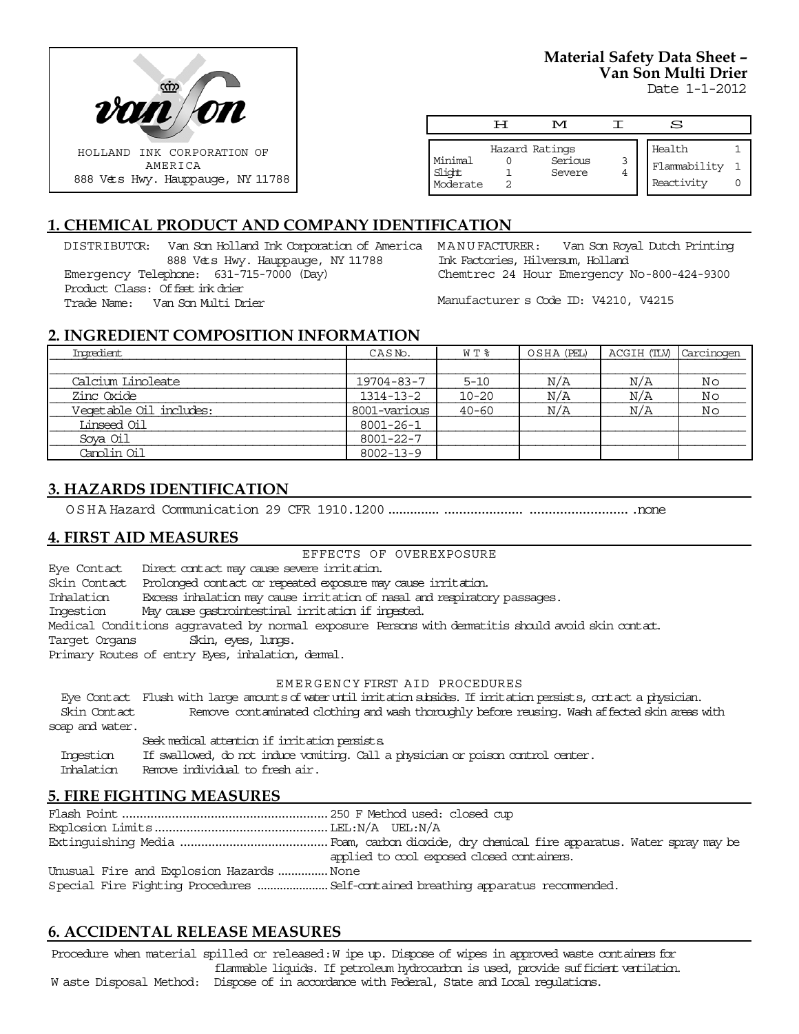van son

HOLLAND INK CORPORATION OF AMERICA
888 Vets Hwy. Hauppauge, NY 11788

**Material Safety Data Sheet – Van Son Multi Drier**
Date 1-1-2012

| H | M | I | S |
|---|---|---|---|

| Hazard Ratings | | | |
|---|---|---|---|
| Minimal | 0 | Serious | 3 |
| Slight | 1 | Severe | 4 |
| Moderate | 2 | | |

| | |
|---|---|
| Health | 1 |
| Flammability | 1 |
| Reactivity | 0 |

## 1. CHEMICAL PRODUCT AND COMPANY IDENTIFICATION

DISTRIBUTOR: Van Son Holland Ink Corporation of America
888 Vets Hwy. Hauppauge, NY 11788
Emergency Telephone: 631-715-7000 (Day)
Product Class: Offset ink drier
Trade Name: Van Son Multi Drier

MANUFACTURER: Van Son Royal Dutch Printing Ink Factories, Hilversum, Holland
Chemtrec 24 Hour Emergency No-800-424-9300

Manufacturer s Code ID: V4210, V4215

## 2. INGREDIENT COMPOSITION INFORMATION

| Ingredient | CAS No. | WT % | OSHA (PEL) | ACGIH (TLV) | Carcinogen |
|---|---|---|---|---|---|
| Calcium Linoleate | 19704-83-7 | 5-10 | N/A | N/A | No |
| Zinc Oxide | 1314-13-2 | 10-20 | N/A | N/A | No |
| Vegetable Oil includes: | 8001-various | 40-60 | N/A | N/A | No |
| Linseed Oil | 8001-26-1 | | | | |
| Soya Oil | 8001-22-7 | | | | |
| Canolin Oil | 8002-13-9 | | | | |

## 3. HAZARDS IDENTIFICATION

OSHA Hazard Communication 29 CFR 1910.1200 .............. .................... .......................... .none

## 4. FIRST AID MEASURES

EFFECTS OF OVEREXPOSURE

Eye Contact Direct contact may cause severe irritation.
Skin Contact Prolonged contact or repeated exposure may cause irritation.
Inhalation Excess inhalation may cause irritation of nasal and respiratory passages.
Ingestion May cause gastrointestinal irritation if ingested.
Medical Conditions aggravated by normal exposure Persons with dermatitis should avoid skin contact.
Target Organs Skin, eyes, lungs.
Primary Routes of entry Eyes, inhalation, dermal.

EMERGENCY FIRST AID PROCEDURES

Eye Contact Flush with large amounts of water until irritation subsides. If irritation persists, contact a physician.
Skin Contact Remove contaminated clothing and wash thoroughly before reusing. Wash affected skin areas with soap and water.
Seek medical attention if irritation persists.
Ingestion If swallowed, do not induce vomiting. Call a physician or poison control center.
Inhalation Remove individual to fresh air.

## 5. FIRE FIGHTING MEASURES

Flash Point .......................................................... 250 F Method used: closed cup
Explosion Limits ................................................. LEL:N/A UEL:N/A
Extinguishing Media .......................................... Foam, carbon dioxide, dry chemical fire apparatus. Water spray may be applied to cool exposed closed containers.
Unusual Fire and Explosion Hazards ............... None
Special Fire Fighting Procedures ...................... Self-contained breathing apparatus recommended.

## 6. ACCIDENTAL RELEASE MEASURES

Procedure when material spilled or released: Wipe up. Dispose of wipes in approved waste containers for flammable liquids. If petroleum hydrocarbon is used, provide sufficient ventilation.
Waste Disposal Method: Dispose of in accordance with Federal, State and Local regulations.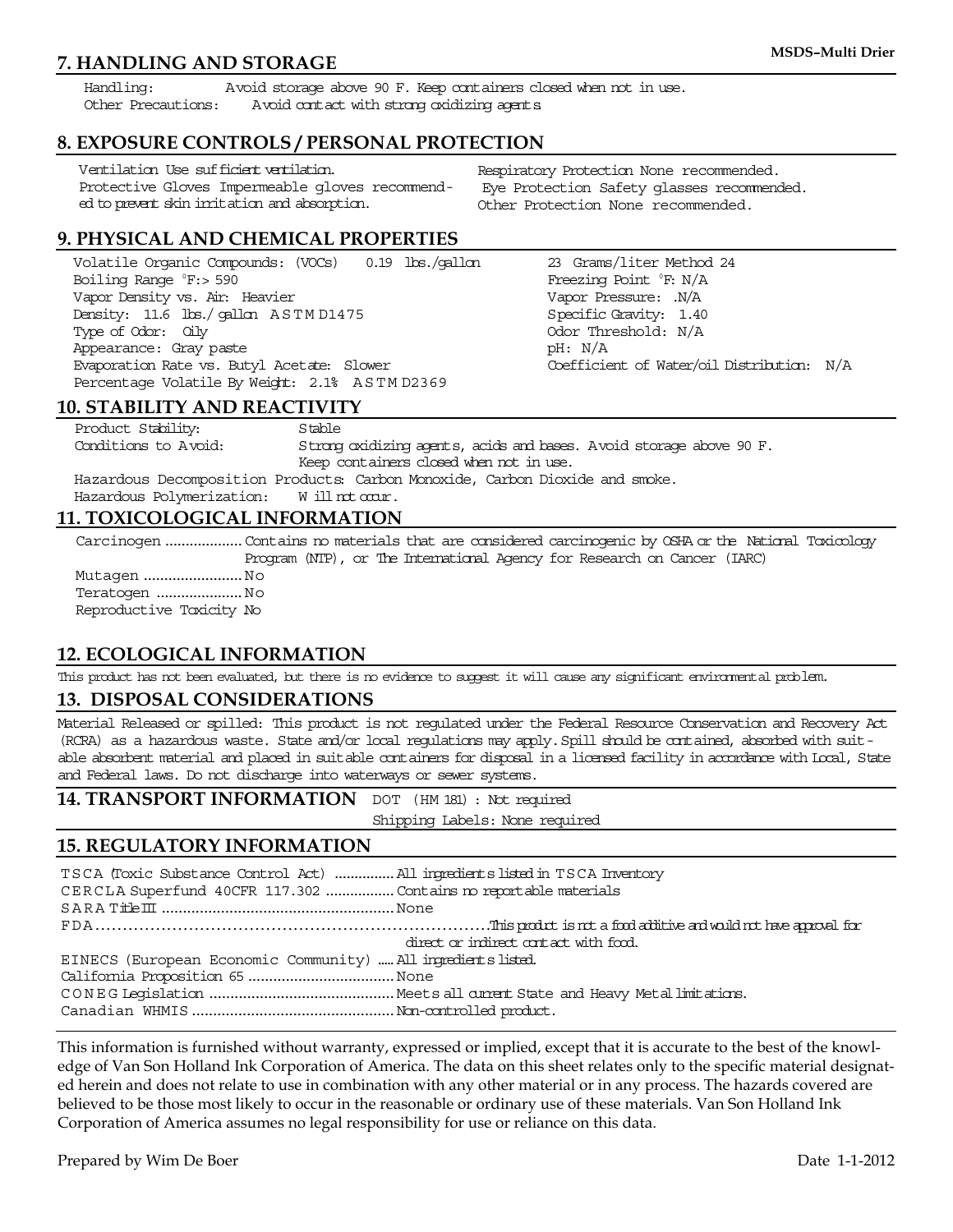## 7. HANDLING AND STORAGE

Handling: Avoid storage above 90 F. Keep containers closed when not in use.
Other Precautions: Avoid contact with strong oxidizing agents

## 8. EXPOSURE CONTROLS / PERSONAL PROTECTION

Ventilation Use sufficient ventilation.
Protective Gloves Impermeable gloves recommended to prevent skin irritation and absorption.
Respiratory Protection None recommended.
Eye Protection Safety glasses recommended.
Other Protection None recommended.

## 9. PHYSICAL AND CHEMICAL PROPERTIES

Volatile Organic Compounds: (VOCs) 0.19 lbs./gallon 23 Grams/liter Method 24
Boiling Range °F:> 590
Vapor Density vs. Air: Heavier
Density: 11.6 lbs./ gallon ASTM D1475
Type of Odor: Oily
Appearance: Gray paste
Evaporation Rate vs. Butyl Acetate: Slower
Percentage Volatile By Weight: 2.1% ASTM D2369
Freezing Point °F: N/A
Vapor Pressure: .N/A
Specific Gravity: 1.40
Odor Threshold: N/A
pH: N/A
Coefficient of Water/oil Distribution: N/A

## 10. STABILITY AND REACTIVITY

Product Stability: Stable
Conditions to Avoid: Strong oxidizing agents, acids and bases. Avoid storage above 90 F. Keep containers closed when not in use.
Hazardous Decomposition Products: Carbon Monoxide, Carbon Dioxide and smoke.
Hazardous Polymerization: Will not occur.

## 11. TOXICOLOGICAL INFORMATION

Carcinogen .................. Contains no materials that are considered carcinogenic by OSHA or the National Toxicology Program (NTP), or The International Agency for Research on Cancer (IARC)
Mutagen ........................ No
Teratogen ..................... No
Reproductive Toxicity No

## 12. ECOLOGICAL INFORMATION

This product has not been evaluated, but there is no evidence to suggest it will cause any significant environmental problem.

## 13. DISPOSAL CONSIDERATIONS

Material Released or spilled: This product is not regulated under the Federal Resource Conservation and Recovery Act (RCRA) as a hazardous waste. State and/or local regulations may apply. Spill should be contained, absorbed with suitable absorbent material and placed in suitable containers for disposal in a licensed facility in accordance with Local, State and Federal laws. Do not discharge into waterways or sewer systems.

## 14. TRANSPORT INFORMATION

DOT (HM 181) : Not required
Shipping Labels: None required

## 15. REGULATORY INFORMATION

TSCA (Toxic Substance Control Act) ............... All ingredients listed in TSCA Inventory
CERCLA Superfund 40CFR 117.302 ................. Contains no reportable materials
SARA Title III ....................................................... None
FDA ....................................................................... This product is not a food additive and would not have approval for direct or indirect contact with food.
EINECS (European Economic Community) ...... All ingredients listed.
California Proposition 65 .................................. None
CONEG Legislation ............................................ Meets all current State and Heavy Metal limitations.
Canadian WHMIS ................................................ Non-controlled product.

This information is furnished without warranty, expressed or implied, except that it is accurate to the best of the knowledge of Van Son Holland Ink Corporation of America. The data on this sheet relates only to the specific material designated herein and does not relate to use in combination with any other material or in any process. The hazards covered are believed to be those most likely to occur in the reasonable or ordinary use of these materials. Van Son Holland Ink Corporation of America assumes no legal responsibility for use or reliance on this data.

Prepared by Wim De Boer

Date 1-1-2012